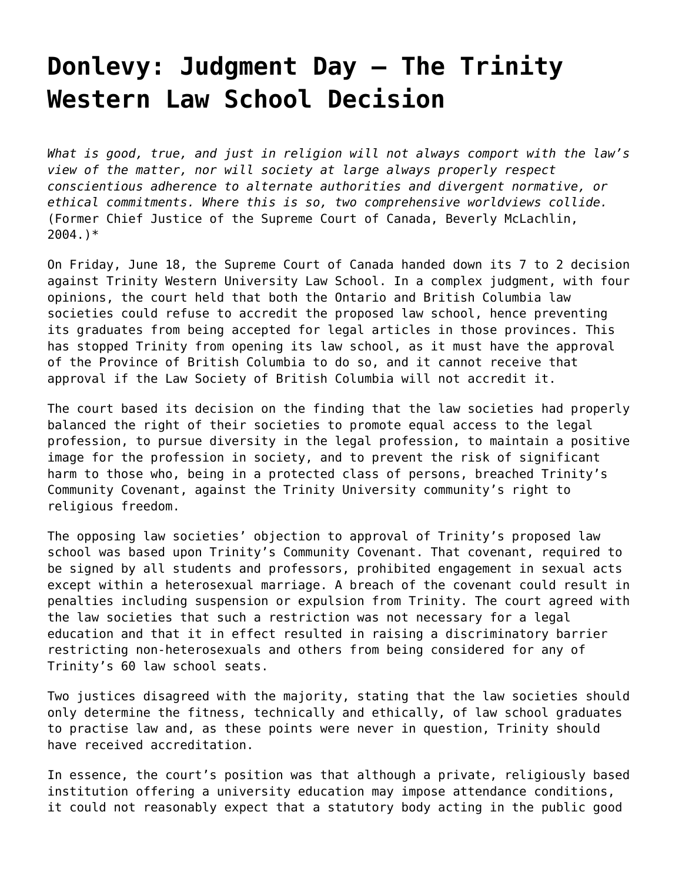# Donlevy: Judgment Day – The Trinity Western Law School Decision

*What is good, true, and just in religion will not always comport with the law's view of the matter, nor will society at large always properly respect conscientious adherence to alternate authorities and divergent normative, or ethical commitments. Where this is so, two comprehensive worldviews collide.* (Former Chief Justice of the Supreme Court of Canada, Beverly McLachlin, 2004.)*

On Friday, June 18, the Supreme Court of Canada handed down its 7 to 2 decision against Trinity Western University Law School. In a complex judgment, with four opinions, the court held that both the Ontario and British Columbia law societies could refuse to accredit the proposed law school, hence preventing its graduates from being accepted for legal articles in those provinces. This has stopped Trinity from opening its law school, as it must have the approval of the Province of British Columbia to do so, and it cannot receive that approval if the Law Society of British Columbia will not accredit it.

The court based its decision on the finding that the law societies had properly balanced the right of their societies to promote equal access to the legal profession, to pursue diversity in the legal profession, to maintain a positive image for the profession in society, and to prevent the risk of significant harm to those who, being in a protected class of persons, breached Trinity's Community Covenant, against the Trinity University community's right to religious freedom.

The opposing law societies' objection to approval of Trinity's proposed law school was based upon Trinity's Community Covenant. That covenant, required to be signed by all students and professors, prohibited engagement in sexual acts except within a heterosexual marriage. A breach of the covenant could result in penalties including suspension or expulsion from Trinity. The court agreed with the law societies that such a restriction was not necessary for a legal education and that it in effect resulted in raising a discriminatory barrier restricting non-heterosexuals and others from being considered for any of Trinity's 60 law school seats.

Two justices disagreed with the majority, stating that the law societies should only determine the fitness, technically and ethically, of law school graduates to practise law and, as these points were never in question, Trinity should have received accreditation.

In essence, the court's position was that although a private, religiously based institution offering a university education may impose attendance conditions, it could not reasonably expect that a statutory body acting in the public good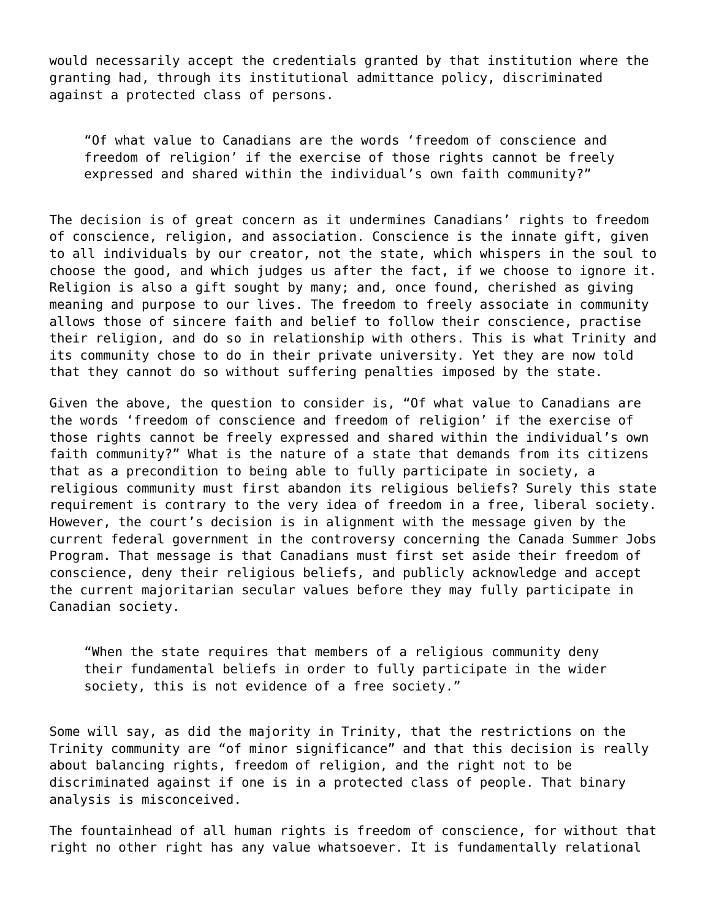would necessarily accept the credentials granted by that institution where the granting had, through its institutional admittance policy, discriminated against a protected class of persons.

> "Of what value to Canadians are the words 'freedom of conscience and freedom of religion' if the exercise of those rights cannot be freely expressed and shared within the individual's own faith community?"

The decision is of great concern as it undermines Canadians' rights to freedom of conscience, religion, and association. Conscience is the innate gift, given to all individuals by our creator, not the state, which whispers in the soul to choose the good, and which judges us after the fact, if we choose to ignore it. Religion is also a gift sought by many; and, once found, cherished as giving meaning and purpose to our lives. The freedom to freely associate in community allows those of sincere faith and belief to follow their conscience, practise their religion, and do so in relationship with others. This is what Trinity and its community chose to do in their private university. Yet they are now told that they cannot do so without suffering penalties imposed by the state.

Given the above, the question to consider is, "Of what value to Canadians are the words 'freedom of conscience and freedom of religion' if the exercise of those rights cannot be freely expressed and shared within the individual's own faith community?" What is the nature of a state that demands from its citizens that as a precondition to being able to fully participate in society, a religious community must first abandon its religious beliefs? Surely this state requirement is contrary to the very idea of freedom in a free, liberal society. However, the court's decision is in alignment with the message given by the current federal government in the controversy concerning the Canada Summer Jobs Program. That message is that Canadians must first set aside their freedom of conscience, deny their religious beliefs, and publicly acknowledge and accept the current majoritarian secular values before they may fully participate in Canadian society.

> "When the state requires that members of a religious community deny their fundamental beliefs in order to fully participate in the wider society, this is not evidence of a free society."

Some will say, as did the majority in Trinity, that the restrictions on the Trinity community are "of minor significance" and that this decision is really about balancing rights, freedom of religion, and the right not to be discriminated against if one is in a protected class of people. That binary analysis is misconceived.

The fountainhead of all human rights is freedom of conscience, for without that right no other right has any value whatsoever. It is fundamentally relational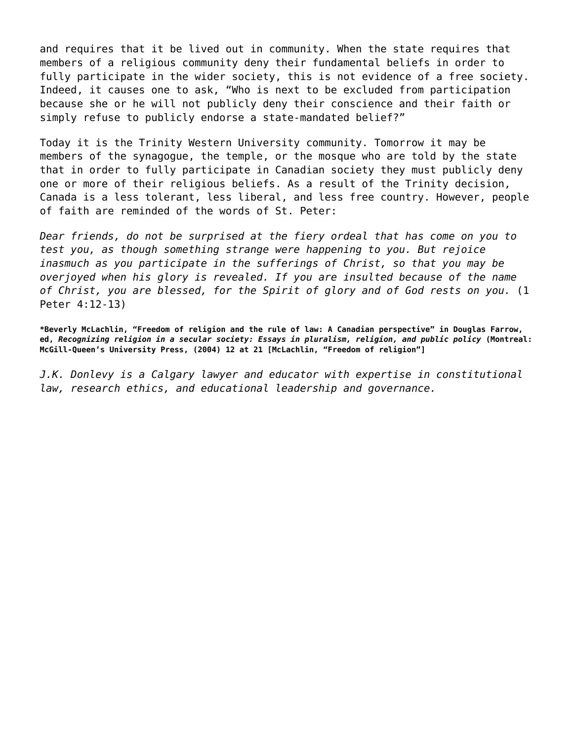and requires that it be lived out in community. When the state requires that members of a religious community deny their fundamental beliefs in order to fully participate in the wider society, this is not evidence of a free society. Indeed, it causes one to ask, "Who is next to be excluded from participation because she or he will not publicly deny their conscience and their faith or simply refuse to publicly endorse a state-mandated belief?"

Today it is the Trinity Western University community. Tomorrow it may be members of the synagogue, the temple, or the mosque who are told by the state that in order to fully participate in Canadian society they must publicly deny one or more of their religious beliefs. As a result of the Trinity decision, Canada is a less tolerant, less liberal, and less free country. However, people of faith are reminded of the words of St. Peter:

*Dear friends, do not be surprised at the fiery ordeal that has come on you to test you, as though something strange were happening to you. But rejoice inasmuch as you participate in the sufferings of Christ, so that you may be overjoyed when his glory is revealed. If you are insulted because of the name of Christ, you are blessed, for the Spirit of glory and of God rests on you.* (1 Peter 4:12-13)

**\*Beverly McLachlin, "Freedom of religion and the rule of law: A Canadian perspective" in Douglas Farrow, ed, *Recognizing religion in a secular society: Essays in pluralism, religion, and public policy* (Montreal: McGill-Queen's University Press, (2004) 12 at 21 [McLachlin, "Freedom of religion"]**

*J.K. Donlevy is a Calgary lawyer and educator with expertise in constitutional law, research ethics, and educational leadership and governance.*